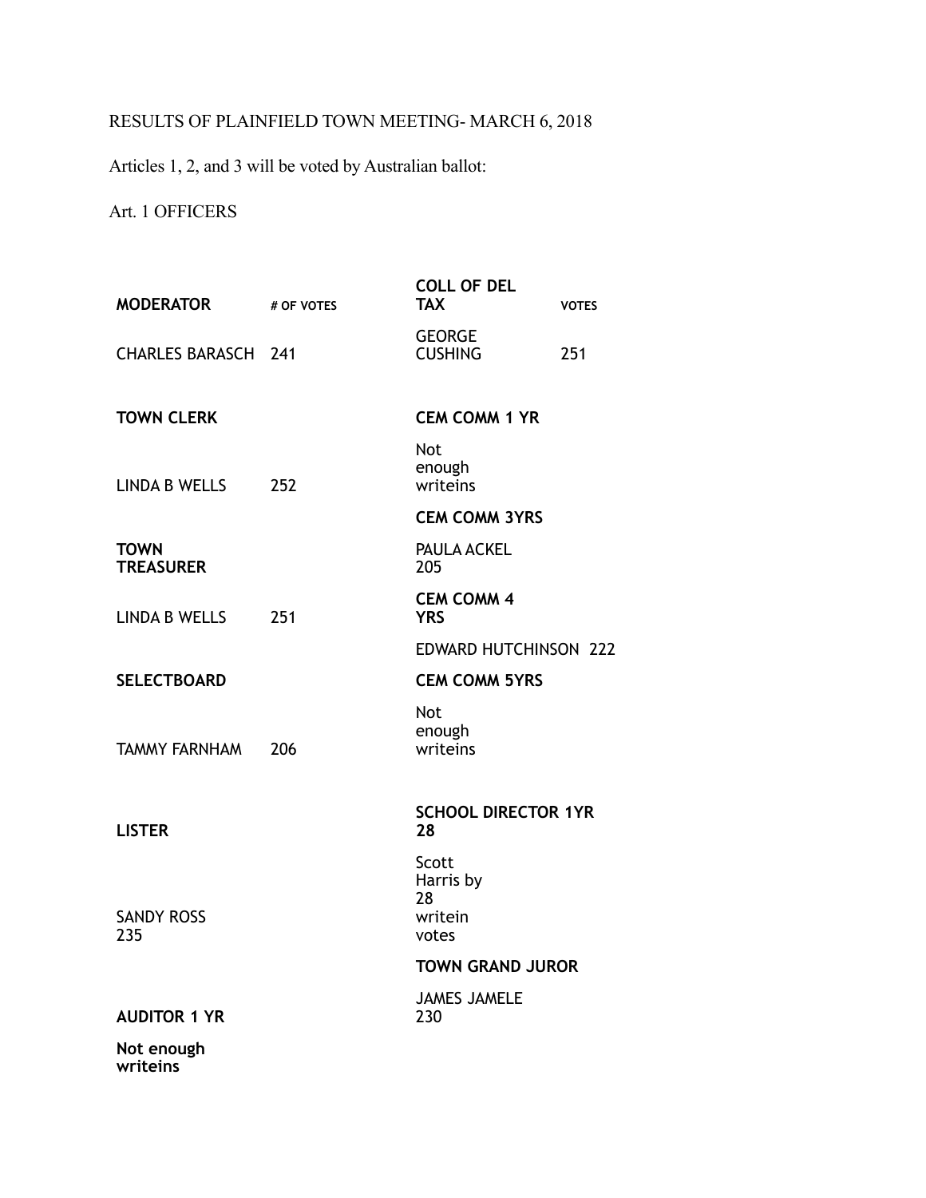RESULTS OF PLAINFIELD TOWN MEETING- MARCH 6, 2018

Articles 1, 2, and 3 will be voted by Australian ballot:

Art. 1 OFFICERS

| **MODERATOR** | **# OF VOTES** | **COLL OF DEL TAX** | **VOTES** |
|---|---|---|---|
| CHARLES BARASCH | 241 | GEORGE CUSHING | 251 |
| **TOWN CLERK** | | **CEM COMM 1 YR** | |
| LINDA B WELLS | 252 | Not enough writeins | |
| | | **CEM COMM 3YRS** | |
| **TOWN TREASURER** | | PAULA ACKEL 205 | |
| LINDA B WELLS | 251 | **CEM COMM 4 YRS** | |
| | | EDWARD HUTCHINSON 222 | |
| **SELECTBOARD** | | **CEM COMM 5YRS** | |
| TAMMY FARNHAM | 206 | Not enough writeins | |
| **LISTER** | | **SCHOOL DIRECTOR 1YR 28** | |
| SANDY ROSS 235 | | Scott Harris by 28 writein votes | |
| | | **TOWN GRAND JUROR** | |
| **AUDITOR 1 YR** | | JAMES JAMELE 230 | |
| **Not enough writeins** | | | |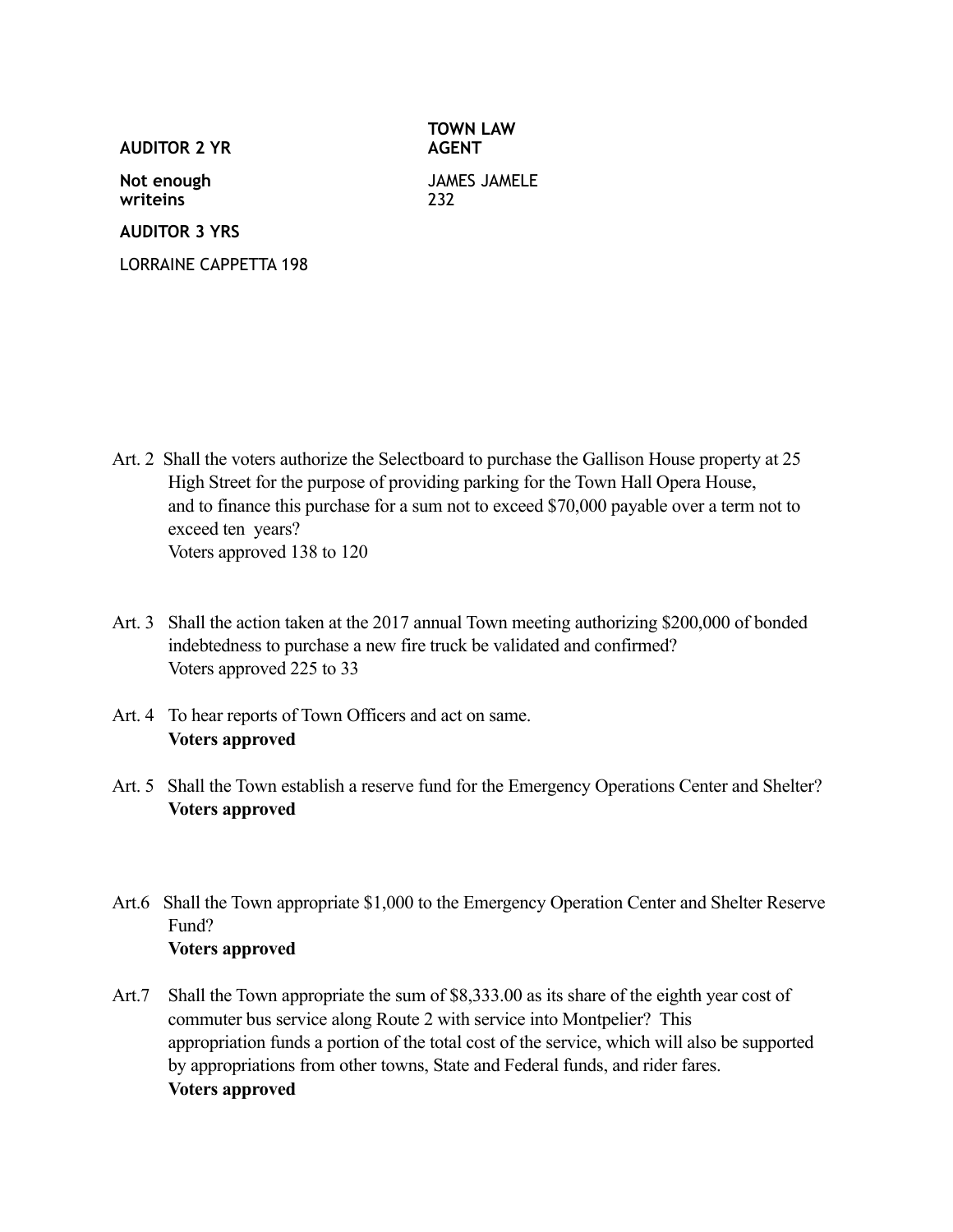**AUDITOR 2 YR**

**Not enough writeins**

**AUDITOR 3 YRS**

LORRAINE CAPPETTA 198

**TOWN LAW AGENT**

JAMES JAMELE 232

Art. 2 Shall the voters authorize the Selectboard to purchase the Gallison House property at 25 High Street for the purpose of providing parking for the Town Hall Opera House, and to finance this purchase for a sum not to exceed $70,000 payable over a term not to exceed ten years?
Voters approved 138 to 120

Art. 3 Shall the action taken at the 2017 annual Town meeting authorizing $200,000 of bonded indebtedness to purchase a new fire truck be validated and confirmed?
Voters approved 225 to 33

Art. 4 To hear reports of Town Officers and act on same.
**Voters approved**

Art. 5 Shall the Town establish a reserve fund for the Emergency Operations Center and Shelter?
**Voters approved**

Art.6 Shall the Town appropriate $1,000 to the Emergency Operation Center and Shelter Reserve Fund?
**Voters approved**

Art.7 Shall the Town appropriate the sum of $8,333.00 as its share of the eighth year cost of commuter bus service along Route 2 with service into Montpelier? This appropriation funds a portion of the total cost of the service, which will also be supported by appropriations from other towns, State and Federal funds, and rider fares.
**Voters approved**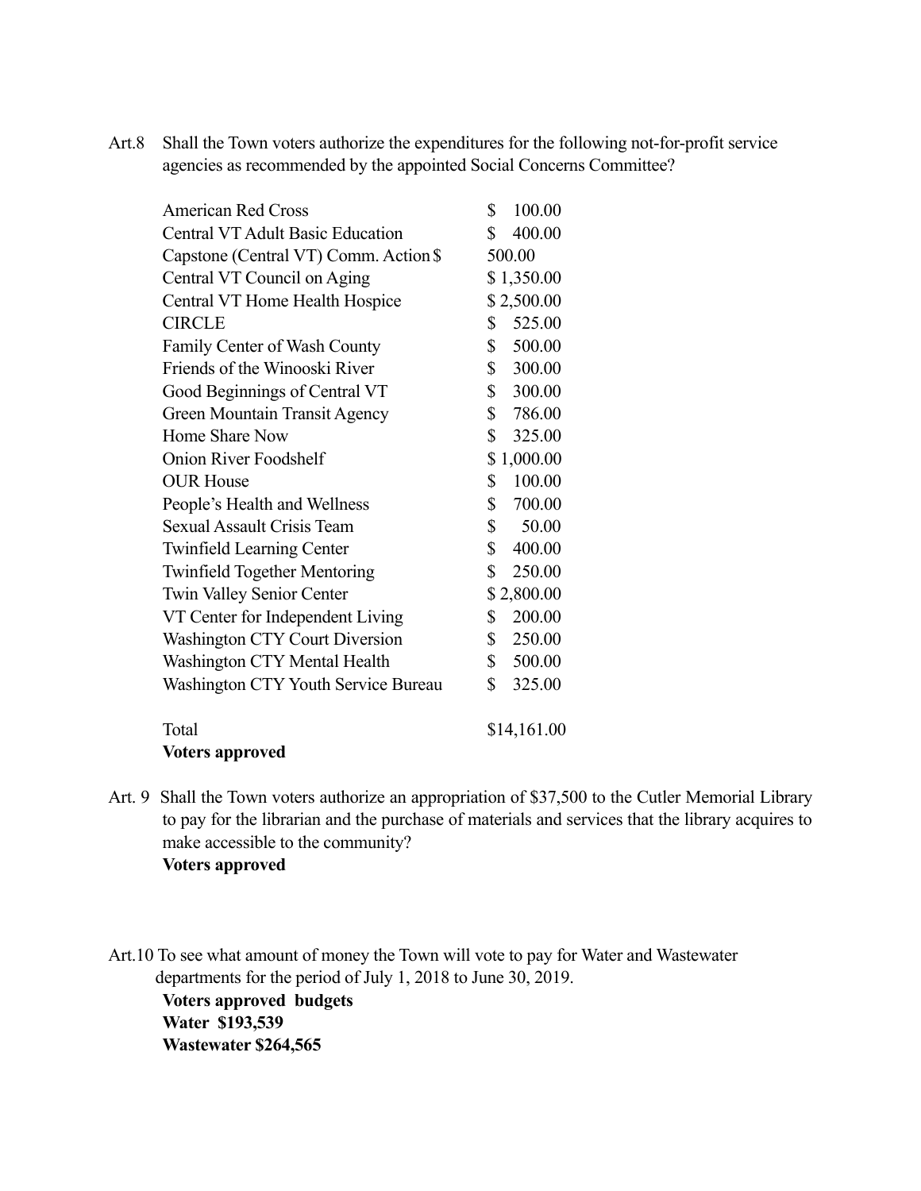Art.8 Shall the Town voters authorize the expenditures for the following not-for-profit service agencies as recommended by the appointed Social Concerns Committee?

| | |
|---|---|
| American Red Cross | $ 100.00 |
| Central VT Adult Basic Education | $ 400.00 |
| Capstone (Central VT) Comm. Action | $ 500.00 |
| Central VT Council on Aging | $ 1,350.00 |
| Central VT Home Health Hospice | $ 2,500.00 |
| CIRCLE | $ 525.00 |
| Family Center of Wash County | $ 500.00 |
| Friends of the Winooski River | $ 300.00 |
| Good Beginnings of Central VT | $ 300.00 |
| Green Mountain Transit Agency | $ 786.00 |
| Home Share Now | $ 325.00 |
| Onion River Foodshelf | $ 1,000.00 |
| OUR House | $ 100.00 |
| People's Health and Wellness | $ 700.00 |
| Sexual Assault Crisis Team | $ 50.00 |
| Twinfield Learning Center | $ 400.00 |
| Twinfield Together Mentoring | $ 250.00 |
| Twin Valley Senior Center | $ 2,800.00 |
| VT Center for Independent Living | $ 200.00 |
| Washington CTY Court Diversion | $ 250.00 |
| Washington CTY Mental Health | $ 500.00 |
| Washington CTY Youth Service Bureau | $ 325.00 |
| Total | $14,161.00 |

**Voters approved**

Art. 9 Shall the Town voters authorize an appropriation of $37,500 to the Cutler Memorial Library to pay for the librarian and the purchase of materials and services that the library acquires to make accessible to the community?

**Voters approved**

Art.10 To see what amount of money the Town will vote to pay for Water and Wastewater departments for the period of July 1, 2018 to June 30, 2019.

**Voters approved budgets**
**Water $193,539**
**Wastewater $264,565**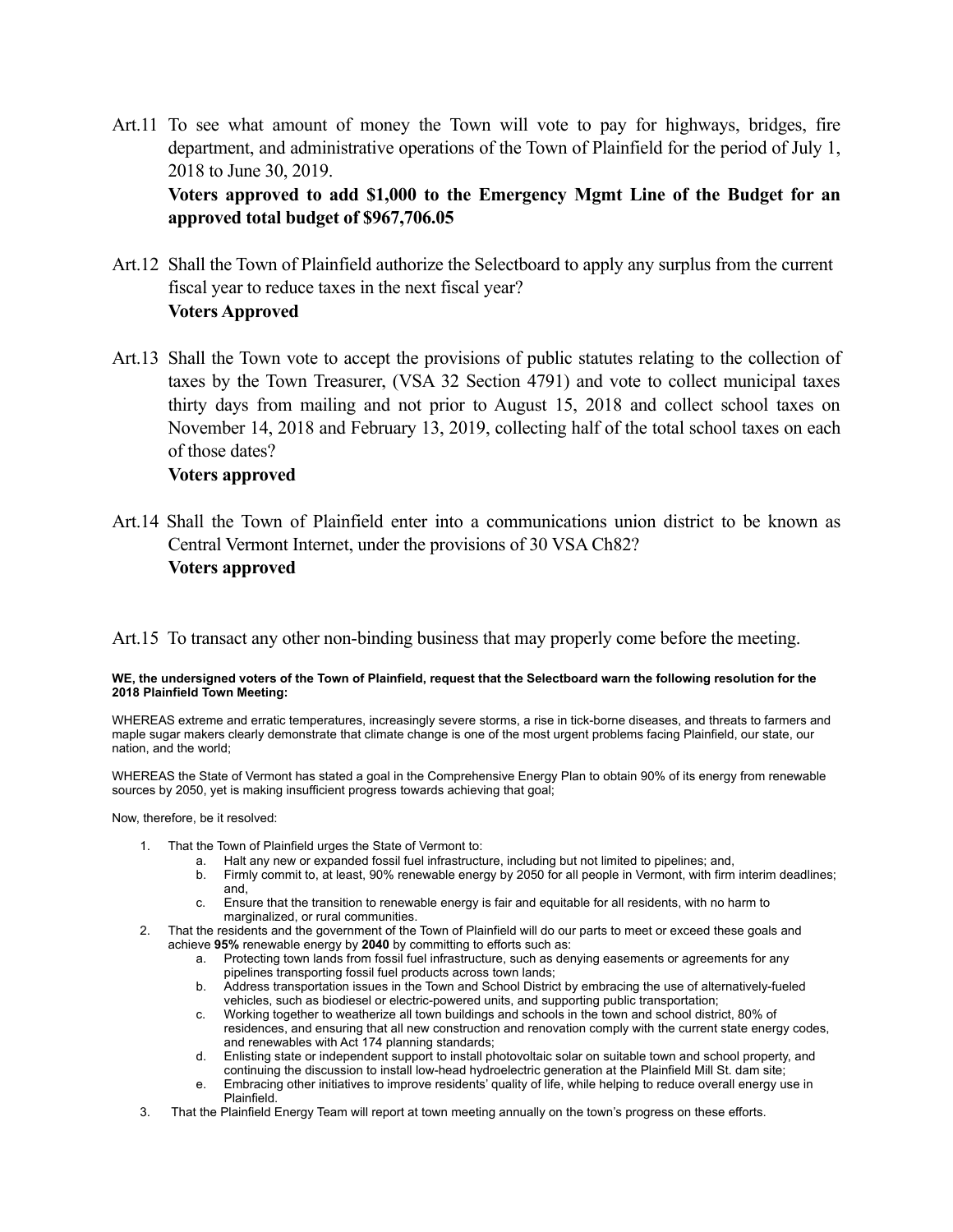Art.11 To see what amount of money the Town will vote to pay for highways, bridges, fire department, and administrative operations of the Town of Plainfield for the period of July 1, 2018 to June 30, 2019.

**Voters approved to add $1,000 to the Emergency Mgmt Line of the Budget for an approved total budget of $967,706.05**

Art.12 Shall the Town of Plainfield authorize the Selectboard to apply any surplus from the current fiscal year to reduce taxes in the next fiscal year?

**Voters Approved**

Art.13 Shall the Town vote to accept the provisions of public statutes relating to the collection of taxes by the Town Treasurer, (VSA 32 Section 4791) and vote to collect municipal taxes thirty days from mailing and not prior to August 15, 2018 and collect school taxes on November 14, 2018 and February 13, 2019, collecting half of the total school taxes on each of those dates?

**Voters approved**

Art.14 Shall the Town of Plainfield enter into a communications union district to be known as Central Vermont Internet, under the provisions of 30 VSA Ch82?

**Voters approved**

Art.15 To transact any other non-binding business that may properly come before the meeting.

**WE, the undersigned voters of the Town of Plainfield, request that the Selectboard warn the following resolution for the 2018 Plainfield Town Meeting:**

WHEREAS extreme and erratic temperatures, increasingly severe storms, a rise in tick-borne diseases, and threats to farmers and maple sugar makers clearly demonstrate that climate change is one of the most urgent problems facing Plainfield, our state, our nation, and the world;

WHEREAS the State of Vermont has stated a goal in the Comprehensive Energy Plan to obtain 90% of its energy from renewable sources by 2050, yet is making insufficient progress towards achieving that goal;

Now, therefore, be it resolved:

1. That the Town of Plainfield urges the State of Vermont to:
   a. Halt any new or expanded fossil fuel infrastructure, including but not limited to pipelines; and,
   b. Firmly commit to, at least, 90% renewable energy by 2050 for all people in Vermont, with firm interim deadlines; and,
   c. Ensure that the transition to renewable energy is fair and equitable for all residents, with no harm to marginalized, or rural communities.
2. That the residents and the government of the Town of Plainfield will do our parts to meet or exceed these goals and achieve **95%** renewable energy by **2040** by committing to efforts such as:
   a. Protecting town lands from fossil fuel infrastructure, such as denying easements or agreements for any pipelines transporting fossil fuel products across town lands;
   b. Address transportation issues in the Town and School District by embracing the use of alternatively-fueled vehicles, such as biodiesel or electric-powered units, and supporting public transportation;
   c. Working together to weatherize all town buildings and schools in the town and school district, 80% of residences, and ensuring that all new construction and renovation comply with the current state energy codes, and renewables with Act 174 planning standards;
   d. Enlisting state or independent support to install photovoltaic solar on suitable town and school property, and continuing the discussion to install low-head hydroelectric generation at the Plainfield Mill St. dam site;
   e. Embracing other initiatives to improve residents' quality of life, while helping to reduce overall energy use in Plainfield.
3. That the Plainfield Energy Team will report at town meeting annually on the town's progress on these efforts.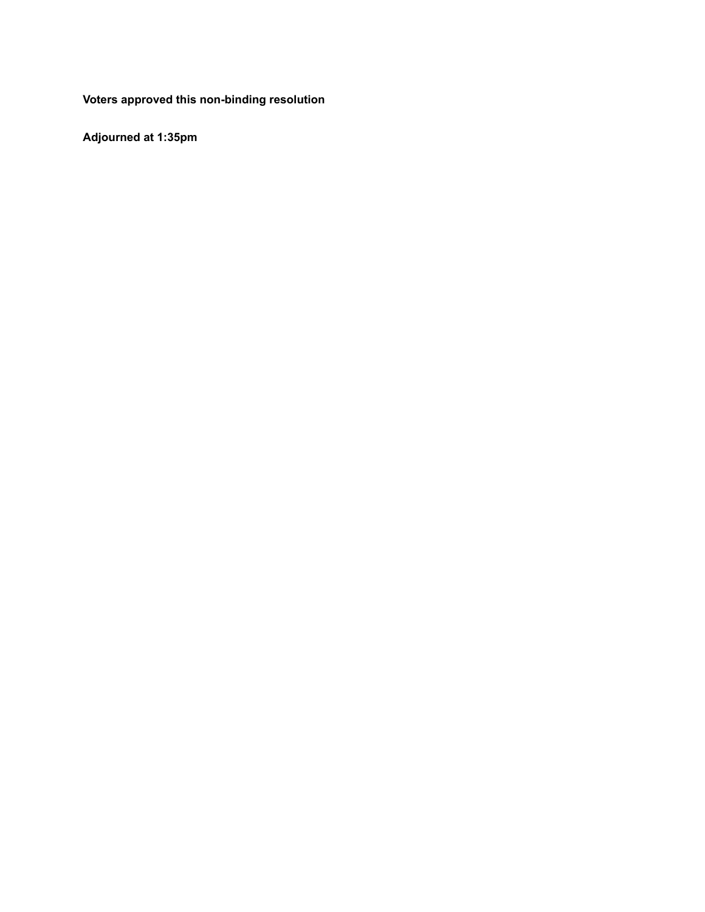**Voters approved this non-binding resolution**

**Adjourned at 1:35pm**